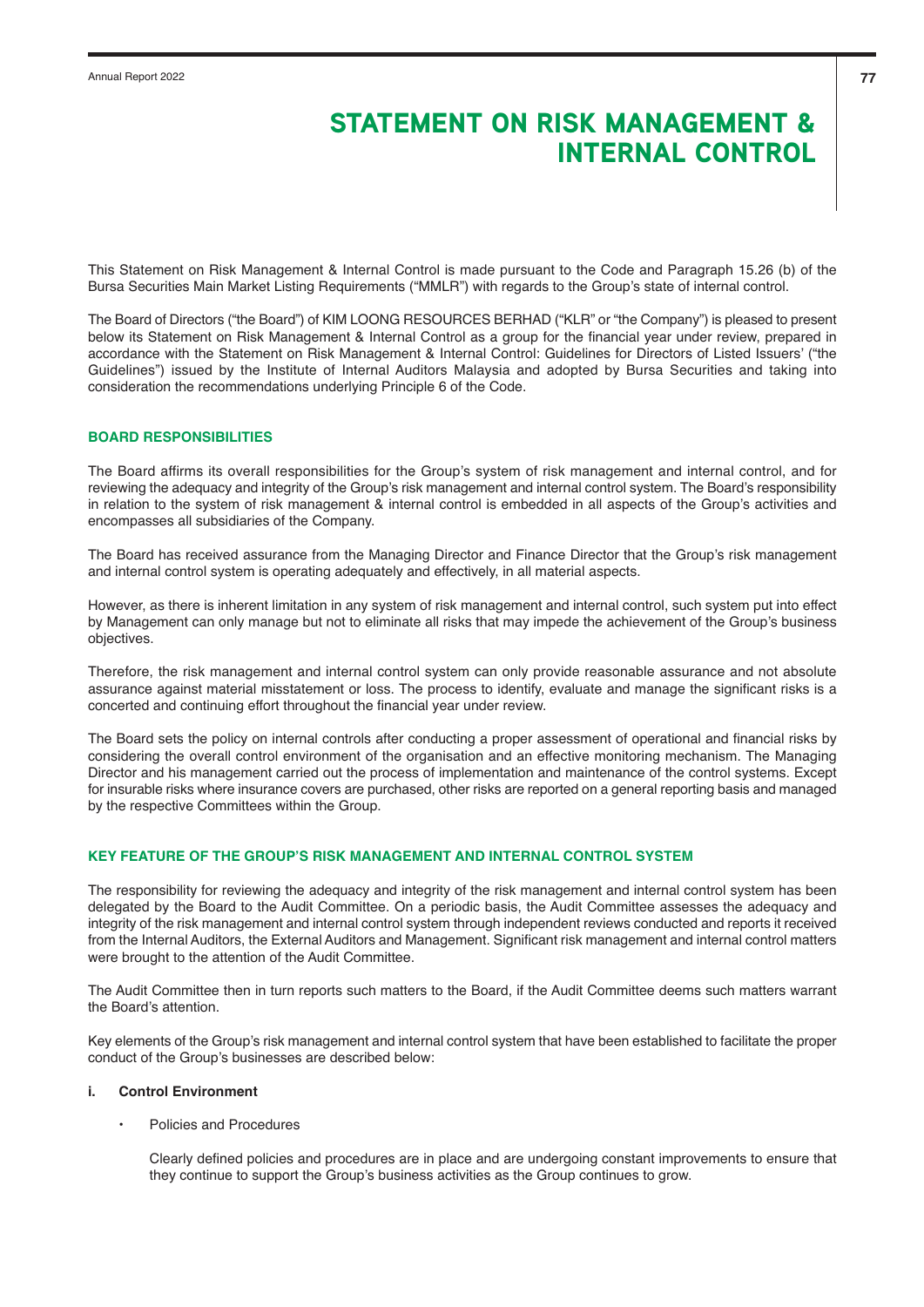# STATEMENT ON RISK MANAGEMENT & INTERNAL CONTROL

This Statement on Risk Management & Internal Control is made pursuant to the Code and Paragraph 15.26 (b) of the Bursa Securities Main Market Listing Requirements ("MMLR") with regards to the Group's state of internal control.

The Board of Directors ("the Board") of KIM LOONG RESOURCES BERHAD ("KLR" or "the Company") is pleased to present below its Statement on Risk Management & Internal Control as a group for the financial year under review, prepared in accordance with the Statement on Risk Management & Internal Control: Guidelines for Directors of Listed Issuers' ("the Guidelines") issued by the Institute of Internal Auditors Malaysia and adopted by Bursa Securities and taking into consideration the recommendations underlying Principle 6 of the Code.

## BOARD RESPONSIBILITIES

The Board affirms its overall responsibilities for the Group's system of risk management and internal control, and for reviewing the adequacy and integrity of the Group's risk management and internal control system. The Board's responsibility in relation to the system of risk management & internal control is embedded in all aspects of the Group's activities and encompasses all subsidiaries of the Company.

The Board has received assurance from the Managing Director and Finance Director that the Group's risk management and internal control system is operating adequately and effectively, in all material aspects.

However, as there is inherent limitation in any system of risk management and internal control, such system put into effect by Management can only manage but not to eliminate all risks that may impede the achievement of the Group's business objectives.

Therefore, the risk management and internal control system can only provide reasonable assurance and not absolute assurance against material misstatement or loss. The process to identify, evaluate and manage the significant risks is a concerted and continuing effort throughout the financial year under review.

The Board sets the policy on internal controls after conducting a proper assessment of operational and financial risks by considering the overall control environment of the organisation and an effective monitoring mechanism. The Managing Director and his management carried out the process of implementation and maintenance of the control systems. Except for insurable risks where insurance covers are purchased, other risks are reported on a general reporting basis and managed by the respective Committees within the Group.

## KEY FEATURE OF THE GROUP'S RISK MANAGEMENT AND INTERNAL CONTROL SYSTEM

The responsibility for reviewing the adequacy and integrity of the risk management and internal control system has been delegated by the Board to the Audit Committee. On a periodic basis, the Audit Committee assesses the adequacy and integrity of the risk management and internal control system through independent reviews conducted and reports it received from the Internal Auditors, the External Auditors and Management. Significant risk management and internal control matters were brought to the attention of the Audit Committee.

The Audit Committee then in turn reports such matters to the Board, if the Audit Committee deems such matters warrant the Board's attention.

Key elements of the Group's risk management and internal control system that have been established to facilitate the proper conduct of the Group's businesses are described below:

### i. Control Environment

- Policies and Procedures

  Clearly defined policies and procedures are in place and are undergoing constant improvements to ensure that they continue to support the Group's business activities as the Group continues to grow.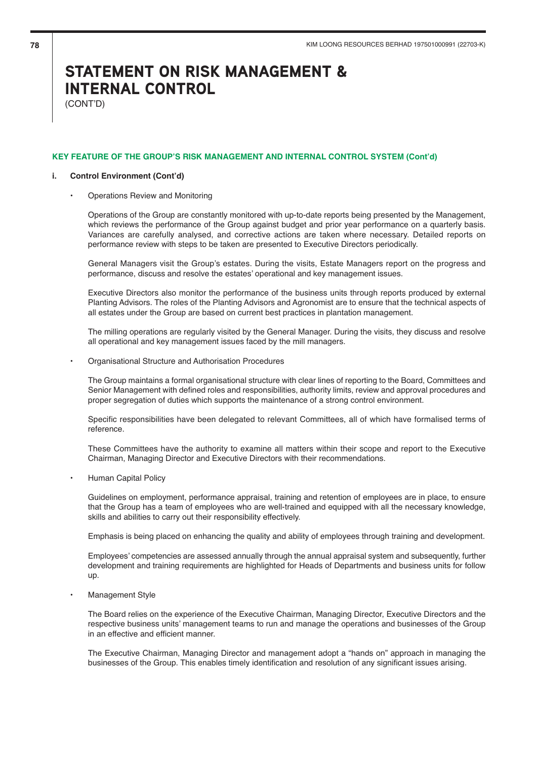# STATEMENT ON RISK MANAGEMENT & INTERNAL CONTROL

(CONT'D)

## KEY FEATURE OF THE GROUP'S RISK MANAGEMENT AND INTERNAL CONTROL SYSTEM (Cont'd)

### i. Control Environment (Cont'd)

- Operations Review and Monitoring

  Operations of the Group are constantly monitored with up-to-date reports being presented by the Management, which reviews the performance of the Group against budget and prior year performance on a quarterly basis. Variances are carefully analysed, and corrective actions are taken where necessary. Detailed reports on performance review with steps to be taken are presented to Executive Directors periodically.

  General Managers visit the Group's estates. During the visits, Estate Managers report on the progress and performance, discuss and resolve the estates' operational and key management issues.

  Executive Directors also monitor the performance of the business units through reports produced by external Planting Advisors. The roles of the Planting Advisors and Agronomist are to ensure that the technical aspects of all estates under the Group are based on current best practices in plantation management.

  The milling operations are regularly visited by the General Manager. During the visits, they discuss and resolve all operational and key management issues faced by the mill managers.

- Organisational Structure and Authorisation Procedures

  The Group maintains a formal organisational structure with clear lines of reporting to the Board, Committees and Senior Management with defined roles and responsibilities, authority limits, review and approval procedures and proper segregation of duties which supports the maintenance of a strong control environment.

  Specific responsibilities have been delegated to relevant Committees, all of which have formalised terms of reference.

  These Committees have the authority to examine all matters within their scope and report to the Executive Chairman, Managing Director and Executive Directors with their recommendations.

- Human Capital Policy

  Guidelines on employment, performance appraisal, training and retention of employees are in place, to ensure that the Group has a team of employees who are well-trained and equipped with all the necessary knowledge, skills and abilities to carry out their responsibility effectively.

  Emphasis is being placed on enhancing the quality and ability of employees through training and development.

  Employees' competencies are assessed annually through the annual appraisal system and subsequently, further development and training requirements are highlighted for Heads of Departments and business units for follow up.

- Management Style

  The Board relies on the experience of the Executive Chairman, Managing Director, Executive Directors and the respective business units' management teams to run and manage the operations and businesses of the Group in an effective and efficient manner.

  The Executive Chairman, Managing Director and management adopt a "hands on" approach in managing the businesses of the Group. This enables timely identification and resolution of any significant issues arising.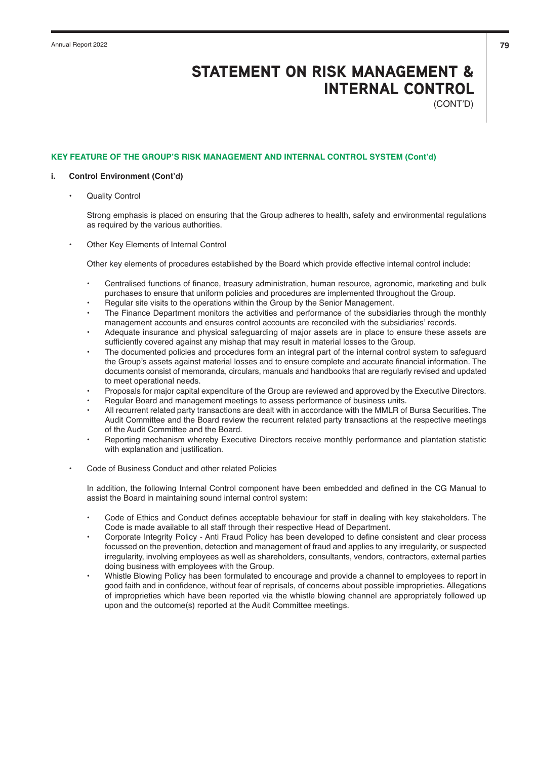# STATEMENT ON RISK MANAGEMENT & INTERNAL CONTROL

(CONT'D)

## KEY FEATURE OF THE GROUP'S RISK MANAGEMENT AND INTERNAL CONTROL SYSTEM (Cont'd)

### i. Control Environment (Cont'd)

- Quality Control

  Strong emphasis is placed on ensuring that the Group adheres to health, safety and environmental regulations as required by the various authorities.

- Other Key Elements of Internal Control

  Other key elements of procedures established by the Board which provide effective internal control include:

  - Centralised functions of finance, treasury administration, human resource, agronomic, marketing and bulk purchases to ensure that uniform policies and procedures are implemented throughout the Group.
  - Regular site visits to the operations within the Group by the Senior Management.
  - The Finance Department monitors the activities and performance of the subsidiaries through the monthly management accounts and ensures control accounts are reconciled with the subsidiaries' records.
  - Adequate insurance and physical safeguarding of major assets are in place to ensure these assets are sufficiently covered against any mishap that may result in material losses to the Group.
  - The documented policies and procedures form an integral part of the internal control system to safeguard the Group's assets against material losses and to ensure complete and accurate financial information. The documents consist of memoranda, circulars, manuals and handbooks that are regularly revised and updated to meet operational needs.
  - Proposals for major capital expenditure of the Group are reviewed and approved by the Executive Directors.
  - Regular Board and management meetings to assess performance of business units.
  - All recurrent related party transactions are dealt with in accordance with the MMLR of Bursa Securities. The Audit Committee and the Board review the recurrent related party transactions at the respective meetings of the Audit Committee and the Board.
  - Reporting mechanism whereby Executive Directors receive monthly performance and plantation statistic with explanation and justification.

- Code of Business Conduct and other related Policies

  In addition, the following Internal Control component have been embedded and defined in the CG Manual to assist the Board in maintaining sound internal control system:

  - Code of Ethics and Conduct defines acceptable behaviour for staff in dealing with key stakeholders. The Code is made available to all staff through their respective Head of Department.
  - Corporate Integrity Policy - Anti Fraud Policy has been developed to define consistent and clear process focussed on the prevention, detection and management of fraud and applies to any irregularity, or suspected irregularity, involving employees as well as shareholders, consultants, vendors, contractors, external parties doing business with employees with the Group.
  - Whistle Blowing Policy has been formulated to encourage and provide a channel to employees to report in good faith and in confidence, without fear of reprisals, of concerns about possible improprieties. Allegations of improprieties which have been reported via the whistle blowing channel are appropriately followed up upon and the outcome(s) reported at the Audit Committee meetings.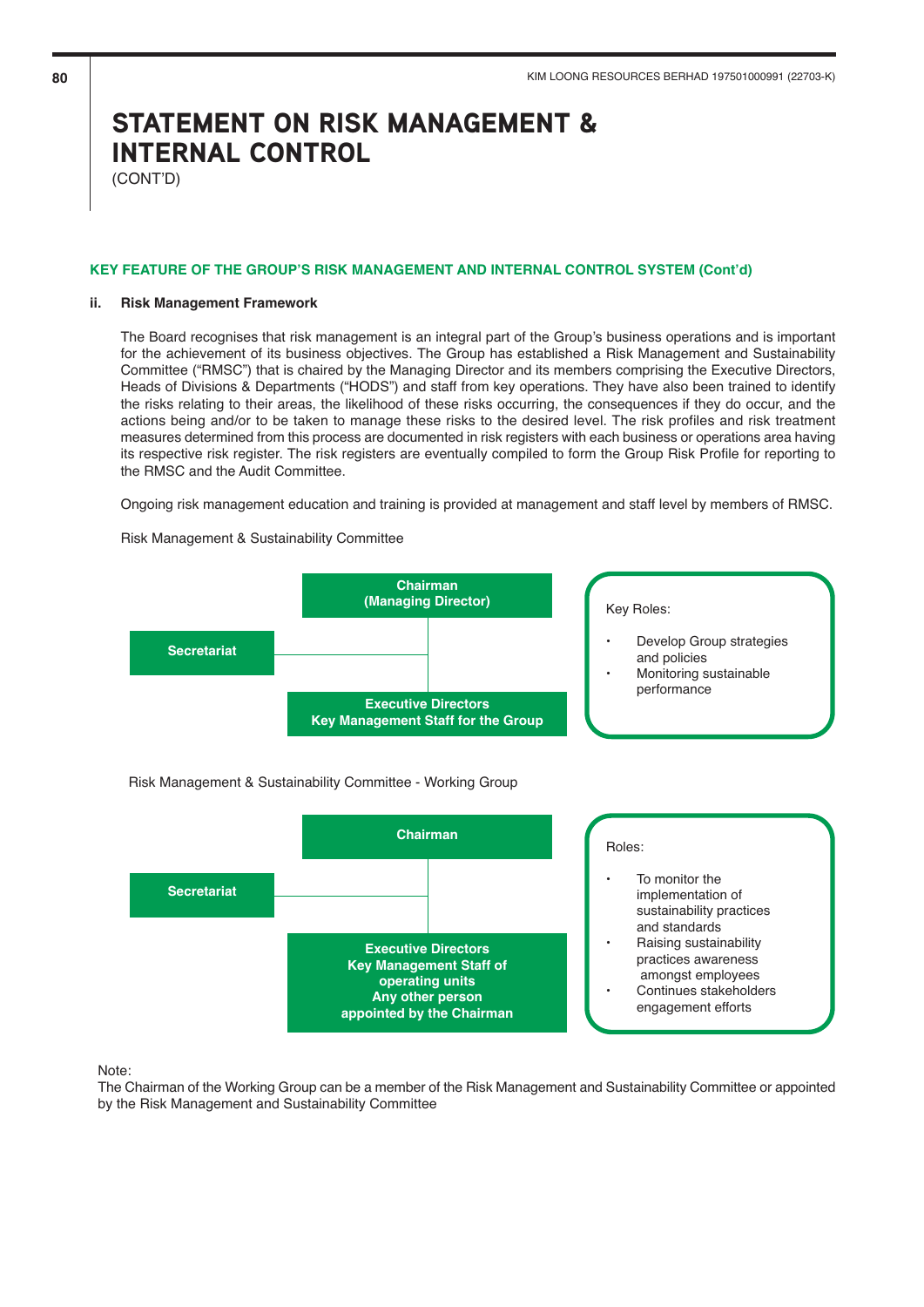# STATEMENT ON RISK MANAGEMENT & INTERNAL CONTROL
(CONT'D)

**KEY FEATURE OF THE GROUP'S RISK MANAGEMENT AND INTERNAL CONTROL SYSTEM (Cont'd)**

**ii. Risk Management Framework**

The Board recognises that risk management is an integral part of the Group's business operations and is important for the achievement of its business objectives. The Group has established a Risk Management and Sustainability Committee ("RMSC") that is chaired by the Managing Director and its members comprising the Executive Directors, Heads of Divisions & Departments ("HODS") and staff from key operations. They have also been trained to identify the risks relating to their areas, the likelihood of these risks occurring, the consequences if they do occur, and the actions being and/or to be taken to manage these risks to the desired level. The risk profiles and risk treatment measures determined from this process are documented in risk registers with each business or operations area having its respective risk register. The risk registers are eventually compiled to form the Group Risk Profile for reporting to the RMSC and the Audit Committee.

Ongoing risk management education and training is provided at management and staff level by members of RMSC.

Risk Management & Sustainability Committee

- **Chairman (Managing Director)**
  - **Secretariat**
  - **Executive Directors Key Management Staff for the Group**

Key Roles:

- Develop Group strategies and policies
- Monitoring sustainable performance

Risk Management & Sustainability Committee - Working Group

- **Chairman**
  - **Secretariat**
  - **Executive Directors Key Management Staff of operating units Any other person appointed by the Chairman**

Roles:

- To monitor the implementation of sustainability practices and standards
- Raising sustainability practices awareness amongst employees
- Continues stakeholders engagement efforts

Note:
The Chairman of the Working Group can be a member of the Risk Management and Sustainability Committee or appointed by the Risk Management and Sustainability Committee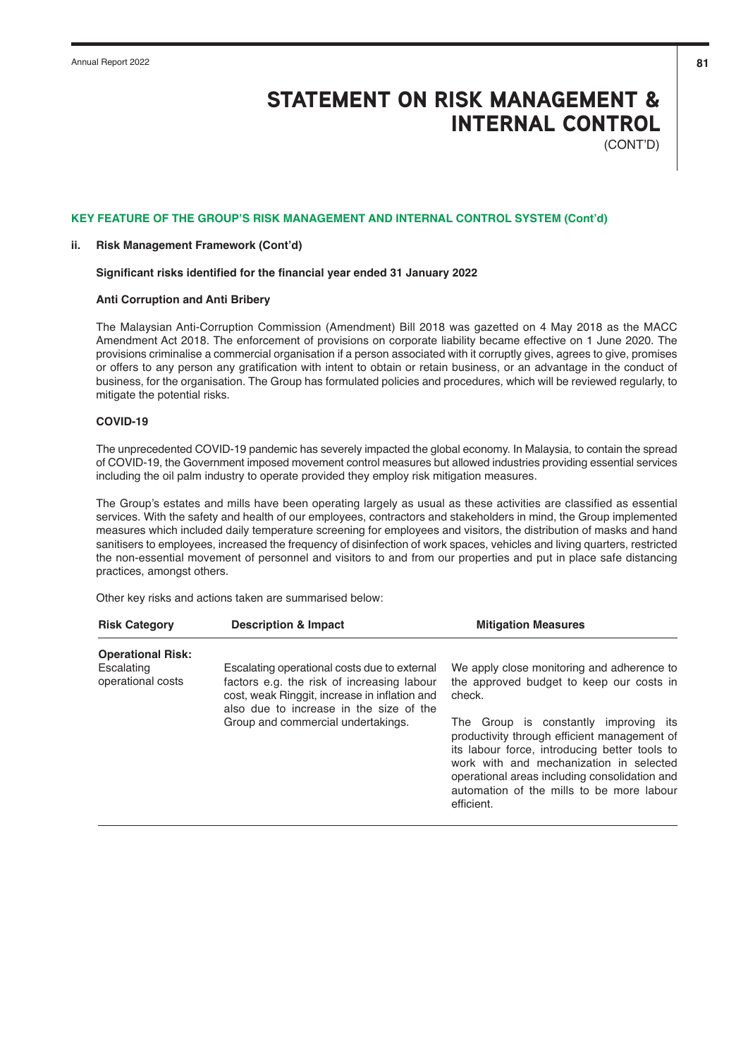# STATEMENT ON RISK MANAGEMENT & INTERNAL CONTROL

(CONT'D)

## KEY FEATURE OF THE GROUP'S RISK MANAGEMENT AND INTERNAL CONTROL SYSTEM (Cont'd)

### ii. Risk Management Framework (Cont'd)

**Significant risks identified for the financial year ended 31 January 2022**

**Anti Corruption and Anti Bribery**

The Malaysian Anti-Corruption Commission (Amendment) Bill 2018 was gazetted on 4 May 2018 as the MACC Amendment Act 2018. The enforcement of provisions on corporate liability became effective on 1 June 2020. The provisions criminalise a commercial organisation if a person associated with it corruptly gives, agrees to give, promises or offers to any person any gratification with intent to obtain or retain business, or an advantage in the conduct of business, for the organisation. The Group has formulated policies and procedures, which will be reviewed regularly, to mitigate the potential risks.

**COVID-19**

The unprecedented COVID-19 pandemic has severely impacted the global economy. In Malaysia, to contain the spread of COVID-19, the Government imposed movement control measures but allowed industries providing essential services including the oil palm industry to operate provided they employ risk mitigation measures.

The Group's estates and mills have been operating largely as usual as these activities are classified as essential services. With the safety and health of our employees, contractors and stakeholders in mind, the Group implemented measures which included daily temperature screening for employees and visitors, the distribution of masks and hand sanitisers to employees, increased the frequency of disinfection of work spaces, vehicles and living quarters, restricted the non-essential movement of personnel and visitors to and from our properties and put in place safe distancing practices, amongst others.

Other key risks and actions taken are summarised below:

| Risk Category | Description & Impact | Mitigation Measures |
|---|---|---|
| **Operational Risk:**<br>Escalating operational costs | Escalating operational costs due to external factors e.g. the risk of increasing labour cost, weak Ringgit, increase in inflation and also due to increase in the size of the Group and commercial undertakings. | We apply close monitoring and adherence to the approved budget to keep our costs in check.<br><br>The Group is constantly improving its productivity through efficient management of its labour force, introducing better tools to work with and mechanization in selected operational areas including consolidation and automation of the mills to be more labour efficient. |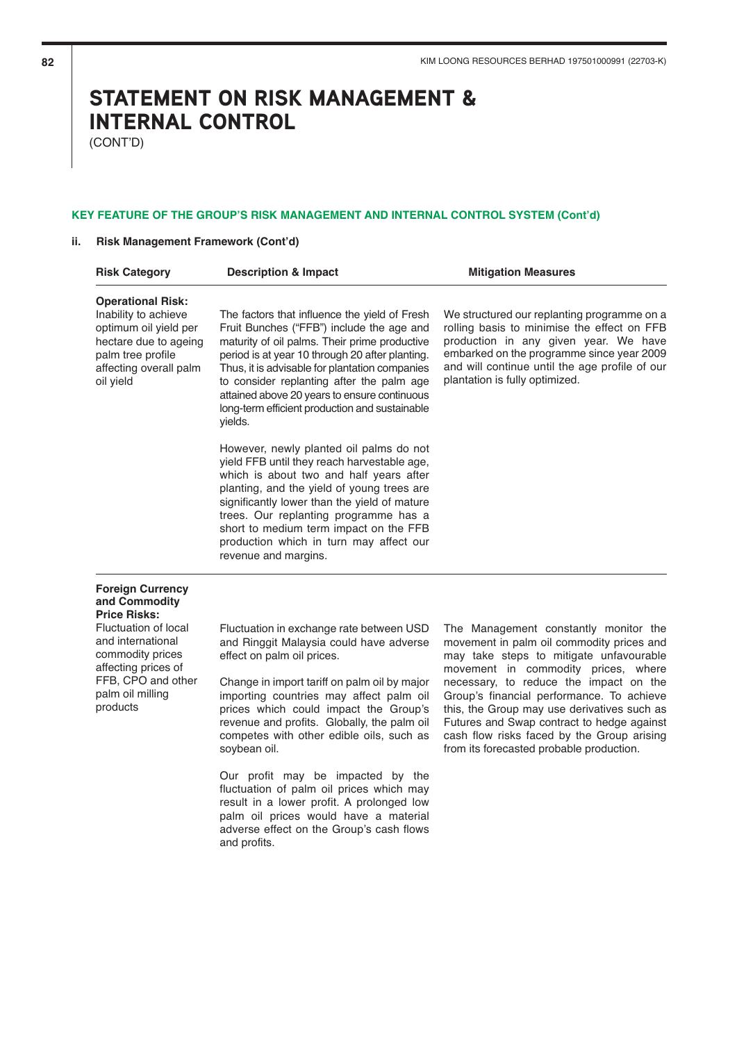# STATEMENT ON RISK MANAGEMENT & INTERNAL CONTROL

(CONT'D)

### KEY FEATURE OF THE GROUP'S RISK MANAGEMENT AND INTERNAL CONTROL SYSTEM (Cont'd)

#### ii. Risk Management Framework (Cont'd)

| Risk Category | Description & Impact | Mitigation Measures |
|---|---|---|
| **Operational Risk:** Inability to achieve optimum oil yield per hectare due to ageing palm tree profile affecting overall palm oil yield | The factors that influence the yield of Fresh Fruit Bunches ("FFB") include the age and maturity of oil palms. Their prime productive period is at year 10 through 20 after planting. Thus, it is advisable for plantation companies to consider replanting after the palm age attained above 20 years to ensure continuous long-term efficient production and sustainable yields.<br><br>However, newly planted oil palms do not yield FFB until they reach harvestable age, which is about two and half years after planting, and the yield of young trees are significantly lower than the yield of mature trees. Our replanting programme has a short to medium term impact on the FFB production which in turn may affect our revenue and margins. | We structured our replanting programme on a rolling basis to minimise the effect on FFB production in any given year. We have embarked on the programme since year 2009 and will continue until the age profile of our plantation is fully optimized. |
| **Foreign Currency and Commodity Price Risks:** Fluctuation of local and international commodity prices affecting prices of FFB, CPO and other palm oil milling products | Fluctuation in exchange rate between USD and Ringgit Malaysia could have adverse effect on palm oil prices.<br><br>Change in import tariff on palm oil by major importing countries may affect palm oil prices which could impact the Group's revenue and profits. Globally, the palm oil competes with other edible oils, such as soybean oil.<br><br>Our profit may be impacted by the fluctuation of palm oil prices which may result in a lower profit. A prolonged low palm oil prices would have a material adverse effect on the Group's cash flows and profits. | The Management constantly monitor the movement in palm oil commodity prices and may take steps to mitigate unfavourable movement in commodity prices, where necessary, to reduce the impact on the Group's financial performance. To achieve this, the Group may use derivatives such as Futures and Swap contract to hedge against cash flow risks faced by the Group arising from its forecasted probable production. |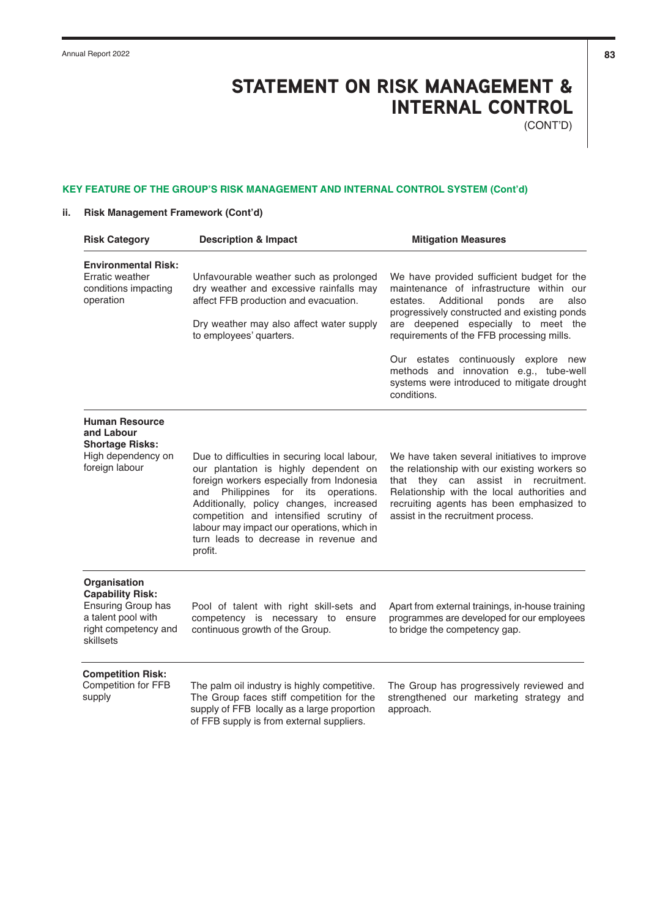# STATEMENT ON RISK MANAGEMENT & INTERNAL CONTROL
(CONT'D)

## KEY FEATURE OF THE GROUP'S RISK MANAGEMENT AND INTERNAL CONTROL SYSTEM (Cont'd)

### ii. Risk Management Framework (Cont'd)

| Risk Category | Description & Impact | Mitigation Measures |
|---|---|---|
| **Environmental Risk:** Erratic weather conditions impacting operation | Unfavourable weather such as prolonged dry weather and excessive rainfalls may affect FFB production and evacuation.<br><br>Dry weather may also affect water supply to employees' quarters. | We have provided sufficient budget for the maintenance of infrastructure within our estates. Additional ponds are also progressively constructed and existing ponds are deepened especially to meet the requirements of the FFB processing mills.<br><br>Our estates continuously explore new methods and innovation e.g., tube-well systems were introduced to mitigate drought conditions. |
| **Human Resource and Labour Shortage Risks:** High dependency on foreign labour | Due to difficulties in securing local labour, our plantation is highly dependent on foreign workers especially from Indonesia and Philippines for its operations. Additionally, policy changes, increased competition and intensified scrutiny of labour may impact our operations, which in turn leads to decrease in revenue and profit. | We have taken several initiatives to improve the relationship with our existing workers so that they can assist in recruitment. Relationship with the local authorities and recruiting agents has been emphasized to assist in the recruitment process. |
| **Organisation Capability Risk:** Ensuring Group has a talent pool with right competency and skillsets | Pool of talent with right skill-sets and competency is necessary to ensure continuous growth of the Group. | Apart from external trainings, in-house training programmes are developed for our employees to bridge the competency gap. |
| **Competition Risk:** Competition for FFB supply | The palm oil industry is highly competitive. The Group faces stiff competition for the supply of FFB locally as a large proportion of FFB supply is from external suppliers. | The Group has progressively reviewed and strengthened our marketing strategy and approach. |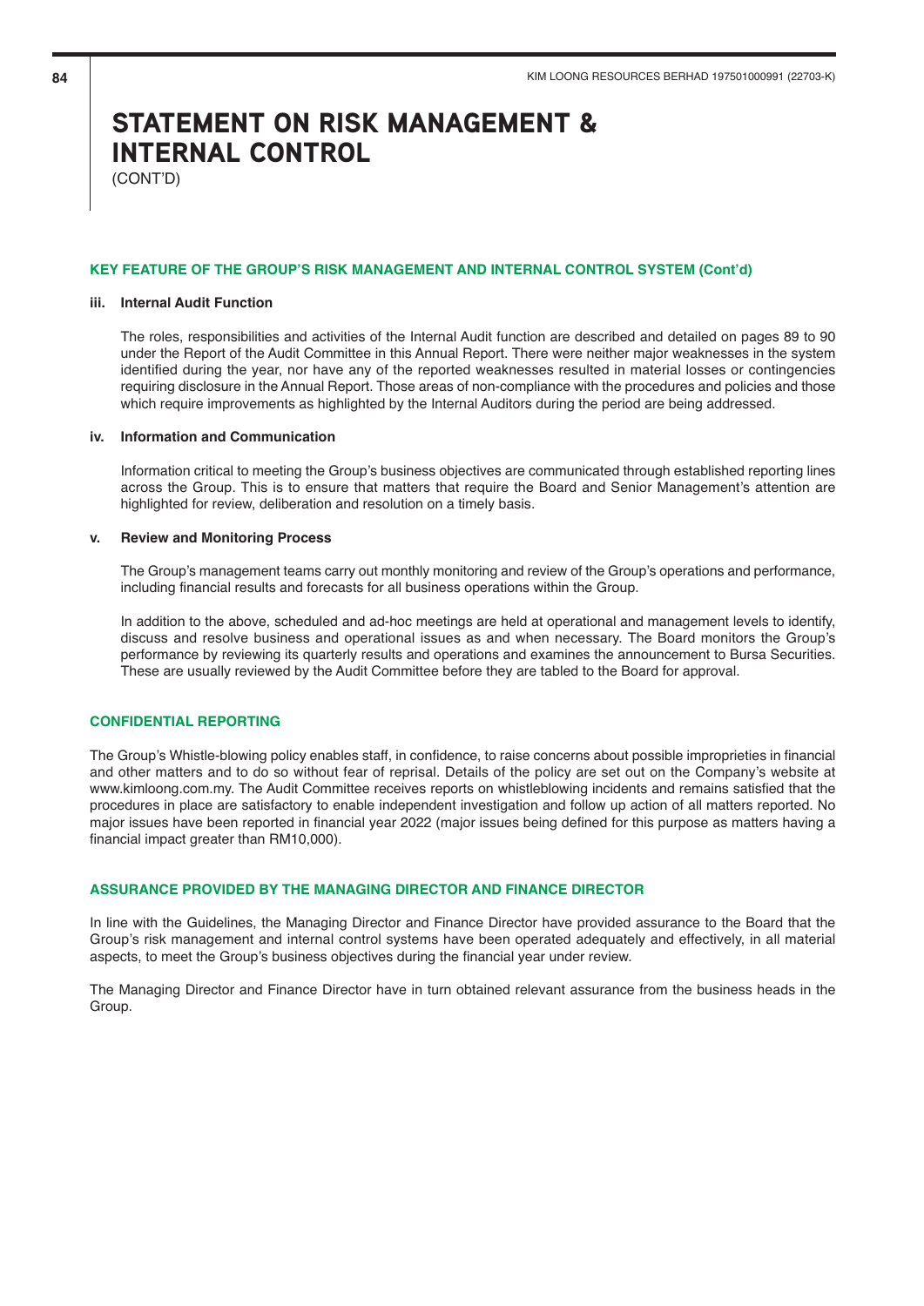# STATEMENT ON RISK MANAGEMENT & INTERNAL CONTROL

(CONT'D)

## KEY FEATURE OF THE GROUP'S RISK MANAGEMENT AND INTERNAL CONTROL SYSTEM (Cont'd)

### iii. Internal Audit Function

The roles, responsibilities and activities of the Internal Audit function are described and detailed on pages 89 to 90 under the Report of the Audit Committee in this Annual Report. There were neither major weaknesses in the system identified during the year, nor have any of the reported weaknesses resulted in material losses or contingencies requiring disclosure in the Annual Report. Those areas of non-compliance with the procedures and policies and those which require improvements as highlighted by the Internal Auditors during the period are being addressed.

### iv. Information and Communication

Information critical to meeting the Group's business objectives are communicated through established reporting lines across the Group. This is to ensure that matters that require the Board and Senior Management's attention are highlighted for review, deliberation and resolution on a timely basis.

### v. Review and Monitoring Process

The Group's management teams carry out monthly monitoring and review of the Group's operations and performance, including financial results and forecasts for all business operations within the Group.

In addition to the above, scheduled and ad-hoc meetings are held at operational and management levels to identify, discuss and resolve business and operational issues as and when necessary. The Board monitors the Group's performance by reviewing its quarterly results and operations and examines the announcement to Bursa Securities. These are usually reviewed by the Audit Committee before they are tabled to the Board for approval.

## CONFIDENTIAL REPORTING

The Group's Whistle-blowing policy enables staff, in confidence, to raise concerns about possible improprieties in financial and other matters and to do so without fear of reprisal. Details of the policy are set out on the Company's website at www.kimloong.com.my. The Audit Committee receives reports on whistleblowing incidents and remains satisfied that the procedures in place are satisfactory to enable independent investigation and follow up action of all matters reported. No major issues have been reported in financial year 2022 (major issues being defined for this purpose as matters having a financial impact greater than RM10,000).

## ASSURANCE PROVIDED BY THE MANAGING DIRECTOR AND FINANCE DIRECTOR

In line with the Guidelines, the Managing Director and Finance Director have provided assurance to the Board that the Group's risk management and internal control systems have been operated adequately and effectively, in all material aspects, to meet the Group's business objectives during the financial year under review.

The Managing Director and Finance Director have in turn obtained relevant assurance from the business heads in the Group.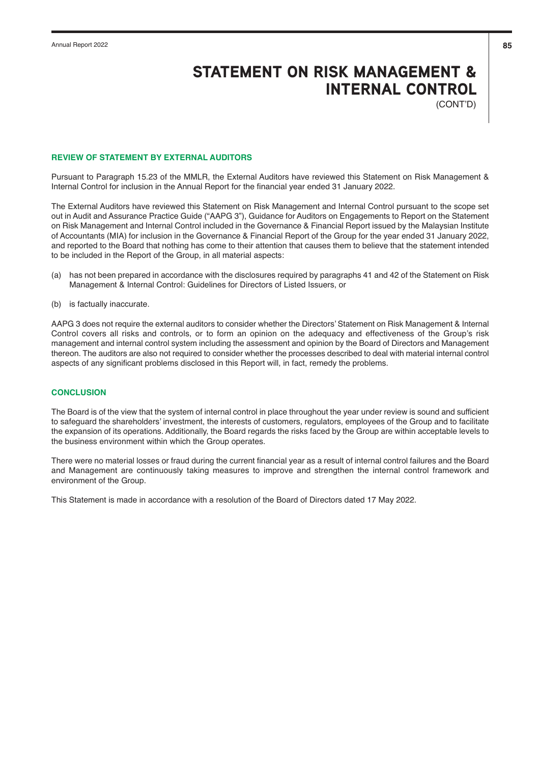# STATEMENT ON RISK MANAGEMENT & INTERNAL CONTROL

(CONT'D)

## REVIEW OF STATEMENT BY EXTERNAL AUDITORS

Pursuant to Paragraph 15.23 of the MMLR, the External Auditors have reviewed this Statement on Risk Management & Internal Control for inclusion in the Annual Report for the financial year ended 31 January 2022.

The External Auditors have reviewed this Statement on Risk Management and Internal Control pursuant to the scope set out in Audit and Assurance Practice Guide ("AAPG 3"), Guidance for Auditors on Engagements to Report on the Statement on Risk Management and Internal Control included in the Governance & Financial Report issued by the Malaysian Institute of Accountants (MIA) for inclusion in the Governance & Financial Report of the Group for the year ended 31 January 2022, and reported to the Board that nothing has come to their attention that causes them to believe that the statement intended to be included in the Report of the Group, in all material aspects:

(a) has not been prepared in accordance with the disclosures required by paragraphs 41 and 42 of the Statement on Risk Management & Internal Control: Guidelines for Directors of Listed Issuers, or

(b) is factually inaccurate.

AAPG 3 does not require the external auditors to consider whether the Directors' Statement on Risk Management & Internal Control covers all risks and controls, or to form an opinion on the adequacy and effectiveness of the Group's risk management and internal control system including the assessment and opinion by the Board of Directors and Management thereon. The auditors are also not required to consider whether the processes described to deal with material internal control aspects of any significant problems disclosed in this Report will, in fact, remedy the problems.

## CONCLUSION

The Board is of the view that the system of internal control in place throughout the year under review is sound and sufficient to safeguard the shareholders' investment, the interests of customers, regulators, employees of the Group and to facilitate the expansion of its operations. Additionally, the Board regards the risks faced by the Group are within acceptable levels to the business environment within which the Group operates.

There were no material losses or fraud during the current financial year as a result of internal control failures and the Board and Management are continuously taking measures to improve and strengthen the internal control framework and environment of the Group.

This Statement is made in accordance with a resolution of the Board of Directors dated 17 May 2022.